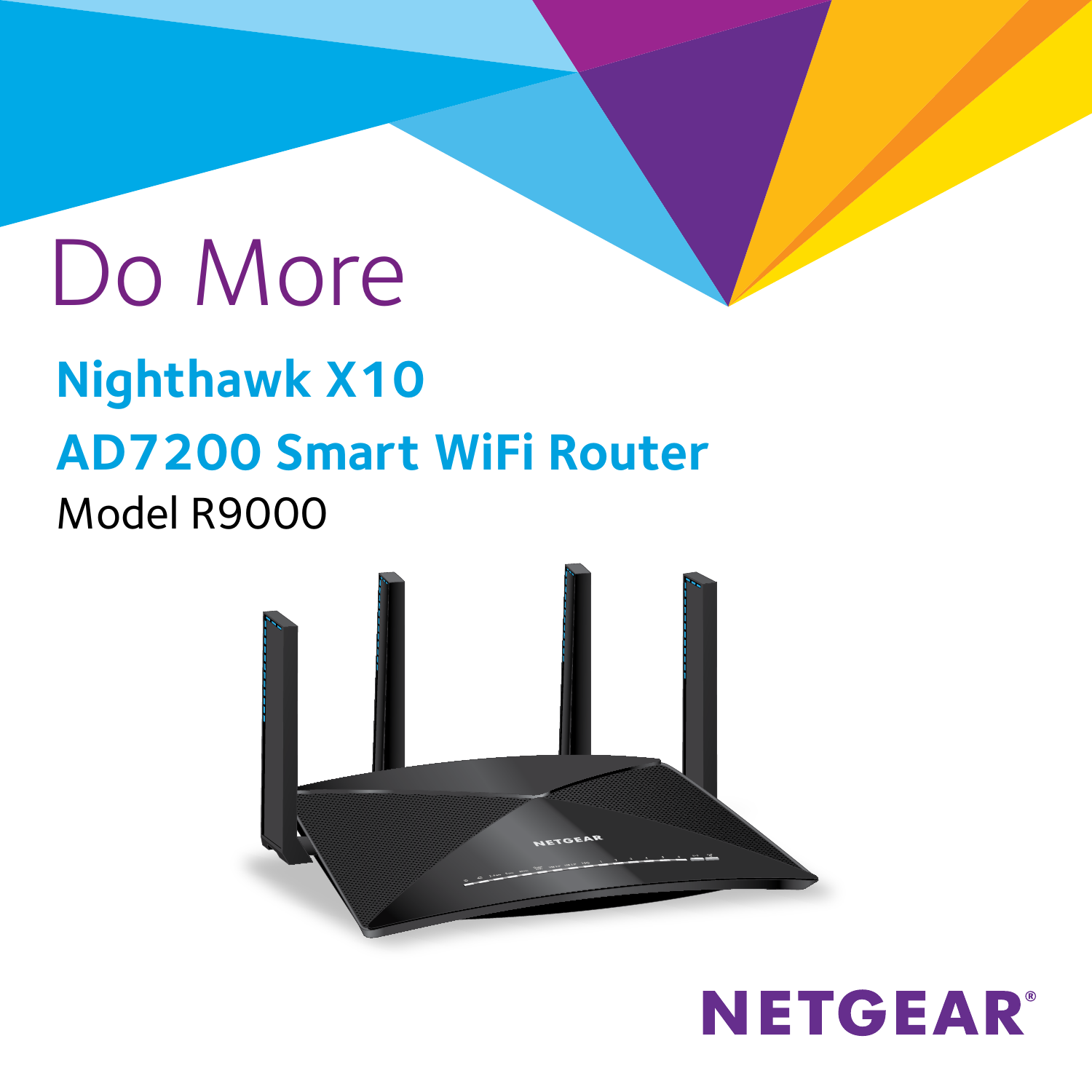# Do More

## Nighthawk X10

## AD7200 Smart WiFi Router

Model R9000

NETGEAR®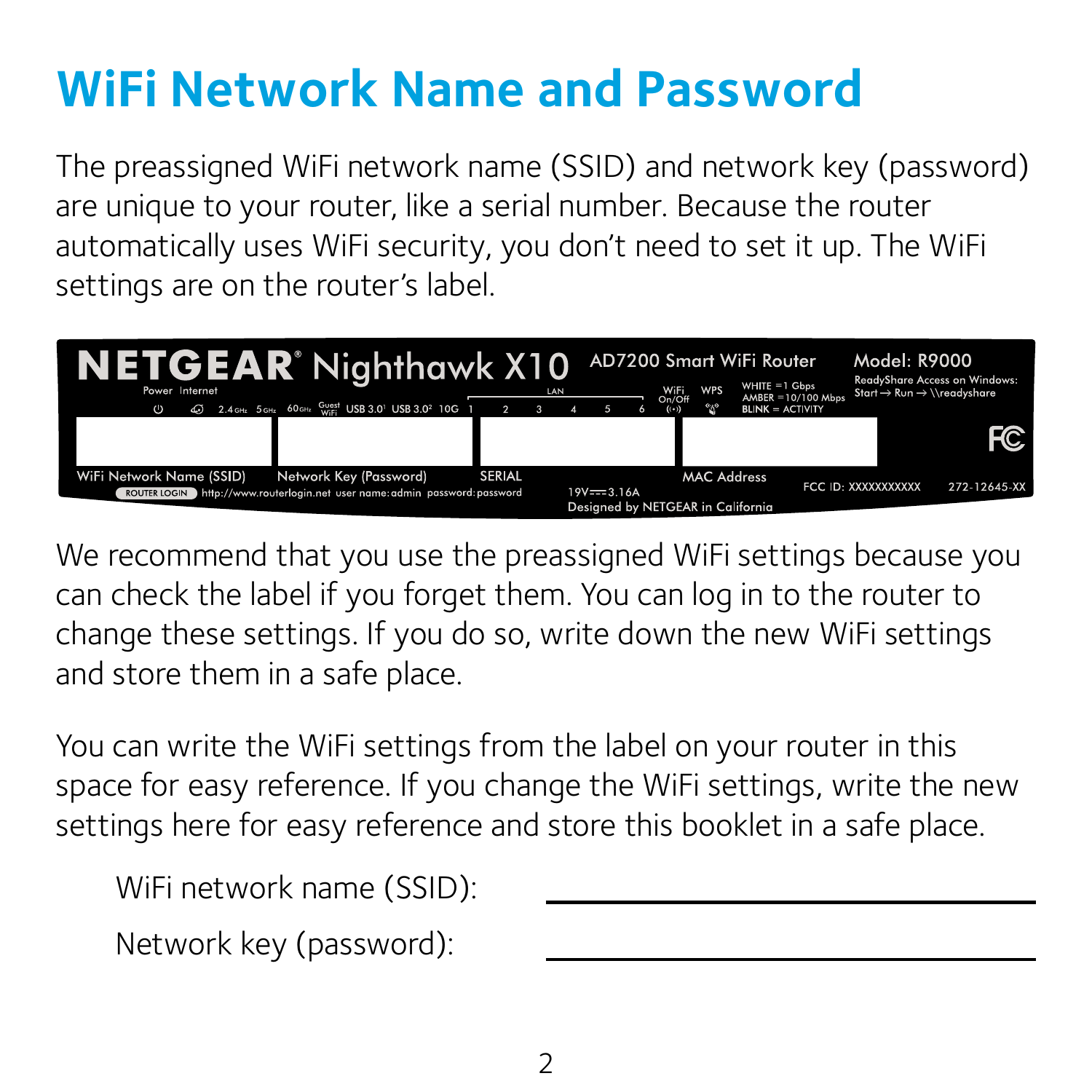# WiFi Network Name and Password

The preassigned WiFi network name (SSID) and network key (password) are unique to your router, like a serial number. Because the router automatically uses WiFi security, you don't need to set it up. The WiFi settings are on the router's label.

We recommend that you use the preassigned WiFi settings because you can check the label if you forget them. You can log in to the router to change these settings. If you do so, write down the new WiFi settings and store them in a safe place.

You can write the WiFi settings from the label on your router in this space for easy reference. If you change the WiFi settings, write the new settings here for easy reference and store this booklet in a safe place.

WiFi network name (SSID): ______________________________

Network key (password): ______________________________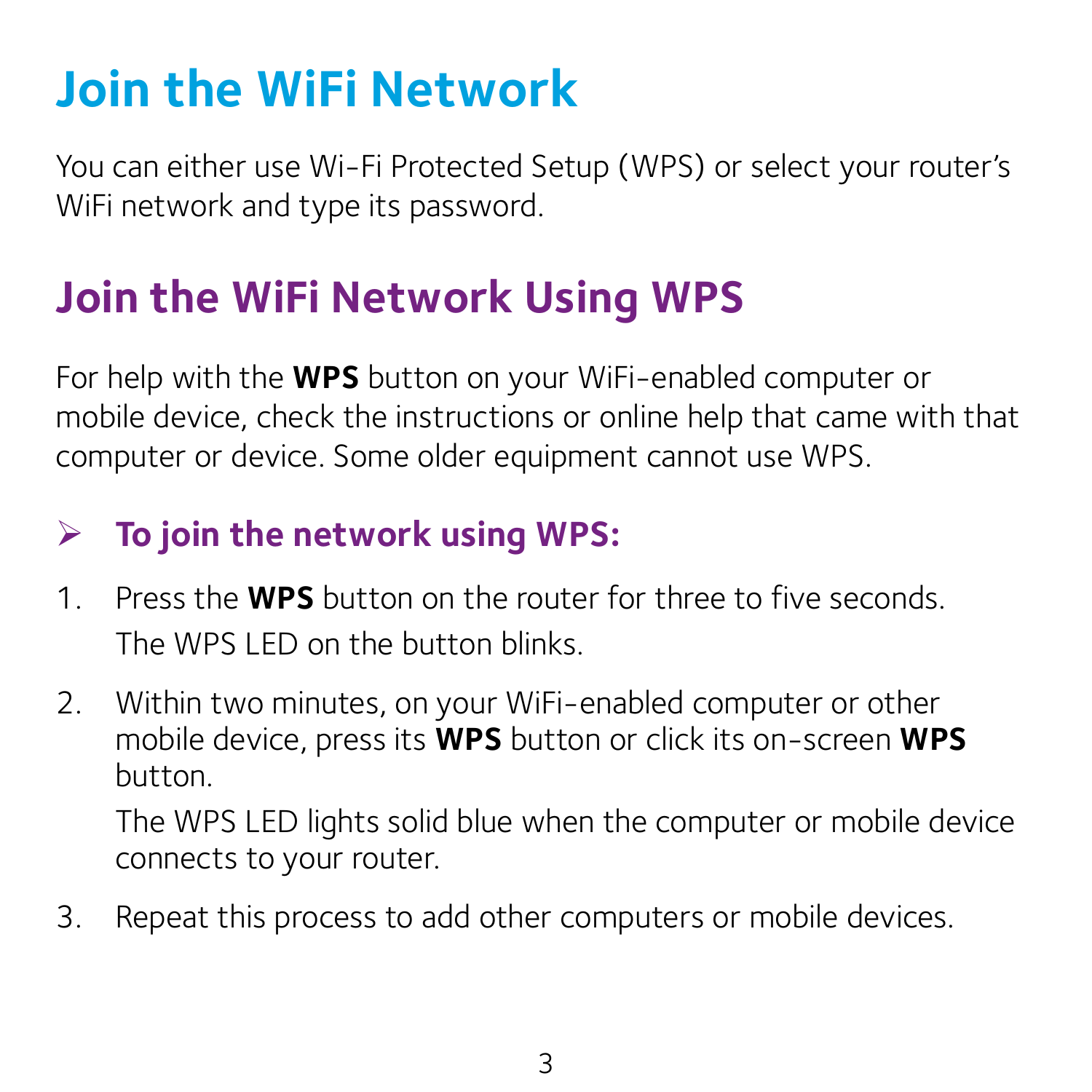# Join the WiFi Network

You can either use Wi-Fi Protected Setup (WPS) or select your router's WiFi network and type its password.

## Join the WiFi Network Using WPS

For help with the **WPS** button on your WiFi-enabled computer or mobile device, check the instructions or online help that came with that computer or device. Some older equipment cannot use WPS.

### ➢ To join the network using WPS:

1. Press the **WPS** button on the router for three to five seconds.

   The WPS LED on the button blinks.

2. Within two minutes, on your WiFi-enabled computer or other mobile device, press its **WPS** button or click its on-screen **WPS** button.

   The WPS LED lights solid blue when the computer or mobile device connects to your router.

3. Repeat this process to add other computers or mobile devices.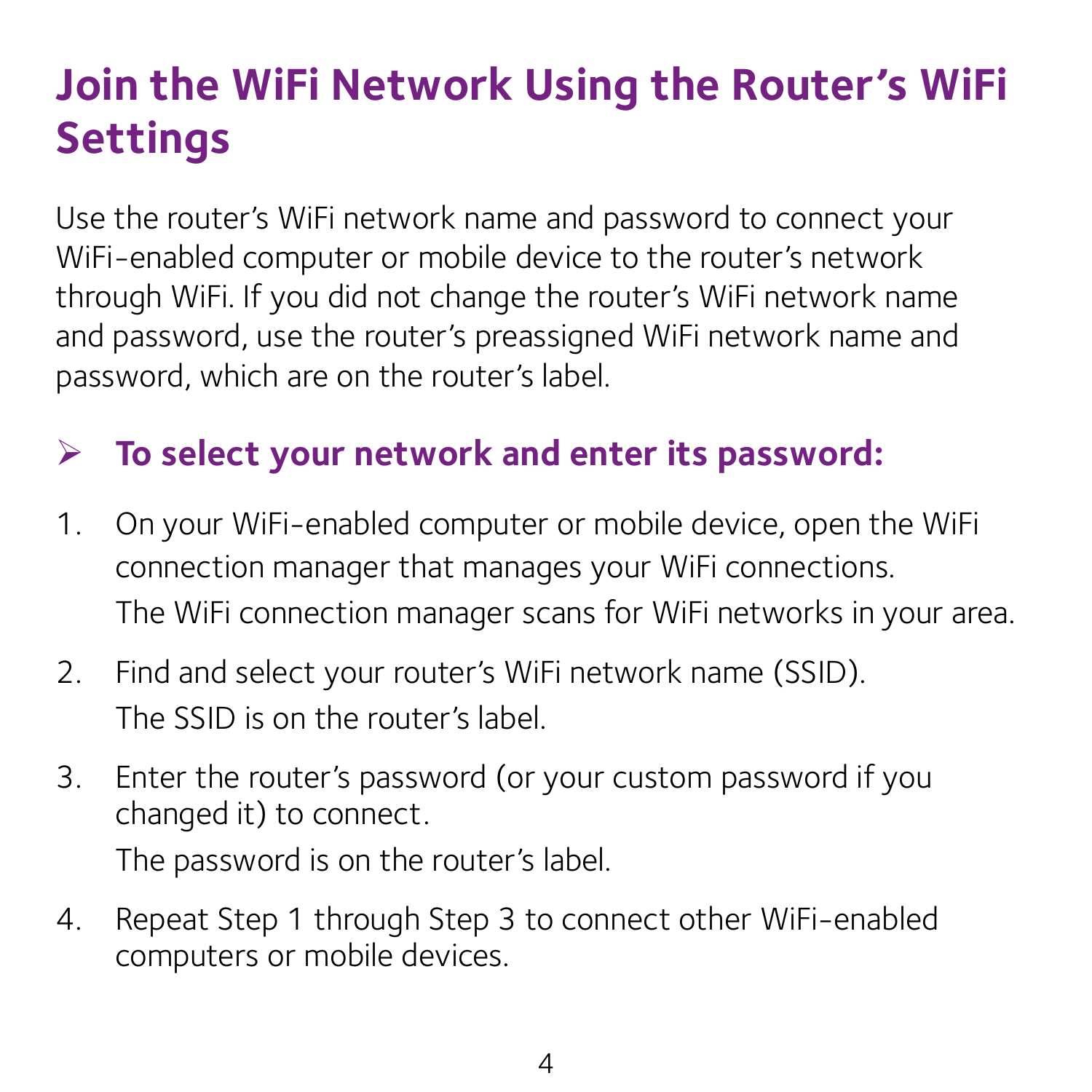# Join the WiFi Network Using the Router’s WiFi Settings

Use the router’s WiFi network name and password to connect your WiFi-enabled computer or mobile device to the router’s network through WiFi. If you did not change the router’s WiFi network name and password, use the router’s preassigned WiFi network name and password, which are on the router’s label.

### ➢ To select your network and enter its password:

1. On your WiFi-enabled computer or mobile device, open the WiFi connection manager that manages your WiFi connections.

   The WiFi connection manager scans for WiFi networks in your area.

2. Find and select your router’s WiFi network name (SSID).

   The SSID is on the router’s label.

3. Enter the router’s password (or your custom password if you changed it) to connect.

   The password is on the router’s label.

4. Repeat Step 1 through Step 3 to connect other WiFi-enabled computers or mobile devices.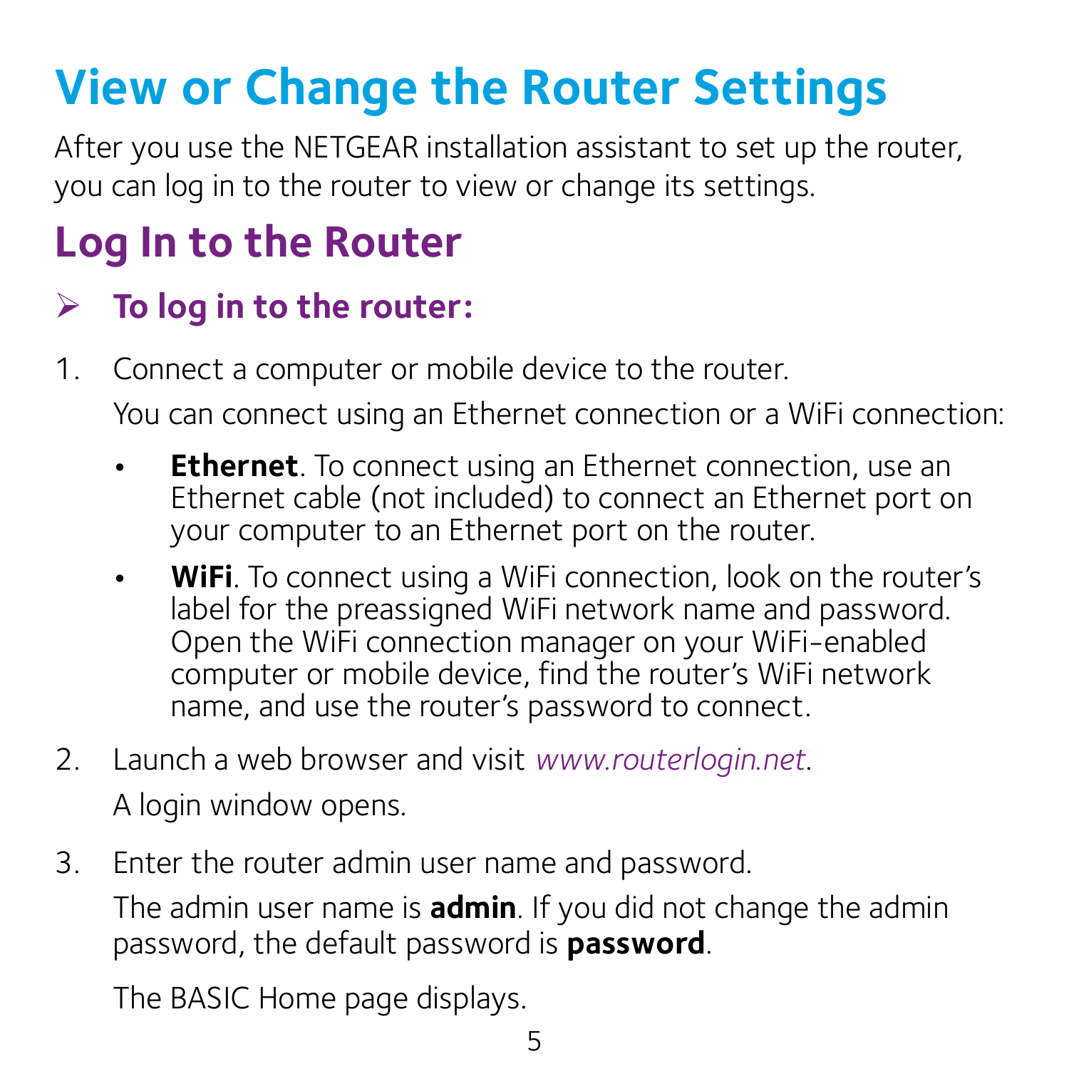# View or Change the Router Settings

After you use the NETGEAR installation assistant to set up the router, you can log in to the router to view or change its settings.

## Log In to the Router

### ➢ To log in to the router:

1. Connect a computer or mobile device to the router.

   You can connect using an Ethernet connection or a WiFi connection:

   - **Ethernet**. To connect using an Ethernet connection, use an Ethernet cable (not included) to connect an Ethernet port on your computer to an Ethernet port on the router.
   - **WiFi**. To connect using a WiFi connection, look on the router's label for the preassigned WiFi network name and password. Open the WiFi connection manager on your WiFi-enabled computer or mobile device, find the router's WiFi network name, and use the router's password to connect.

2. Launch a web browser and visit *www.routerlogin.net*.

   A login window opens.

3. Enter the router admin user name and password.

   The admin user name is **admin**. If you did not change the admin password, the default password is **password**.

   The BASIC Home page displays.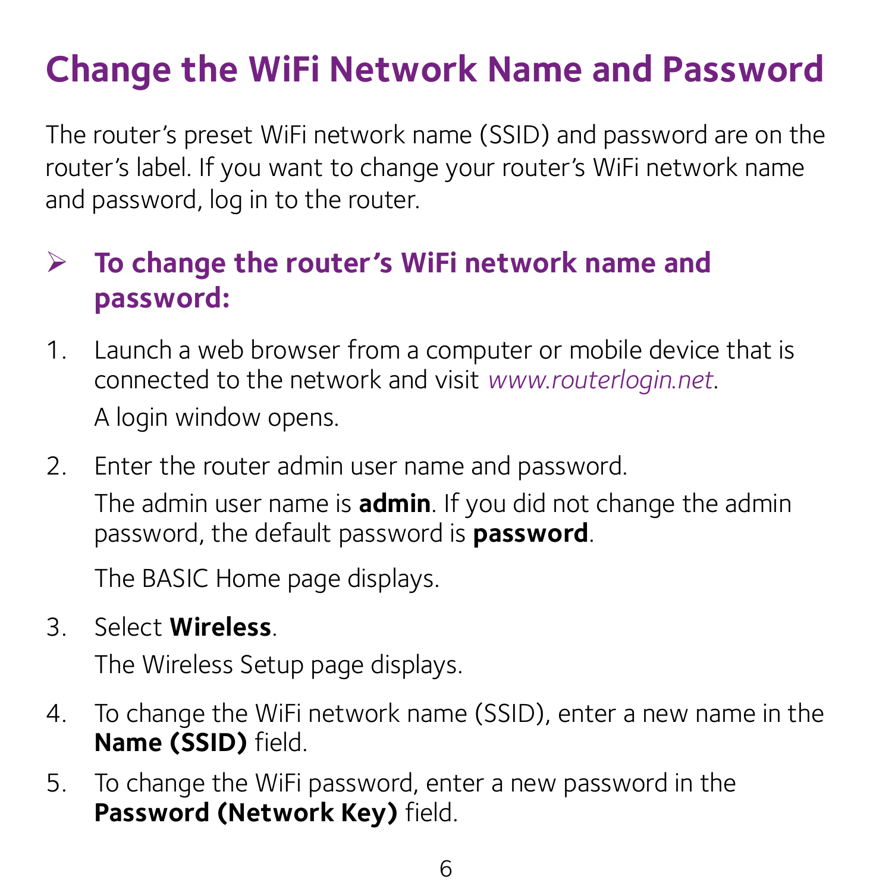# Change the WiFi Network Name and Password

The router's preset WiFi network name (SSID) and password are on the router's label. If you want to change your router's WiFi network name and password, log in to the router.

## ➢ To change the router's WiFi network name and password:

1. Launch a web browser from a computer or mobile device that is connected to the network and visit *www.routerlogin.net*.

   A login window opens.

2. Enter the router admin user name and password.

   The admin user name is **admin**. If you did not change the admin password, the default password is **password**.

   The BASIC Home page displays.

3. Select **Wireless**.

   The Wireless Setup page displays.

4. To change the WiFi network name (SSID), enter a new name in the **Name (SSID)** field.

5. To change the WiFi password, enter a new password in the **Password (Network Key)** field.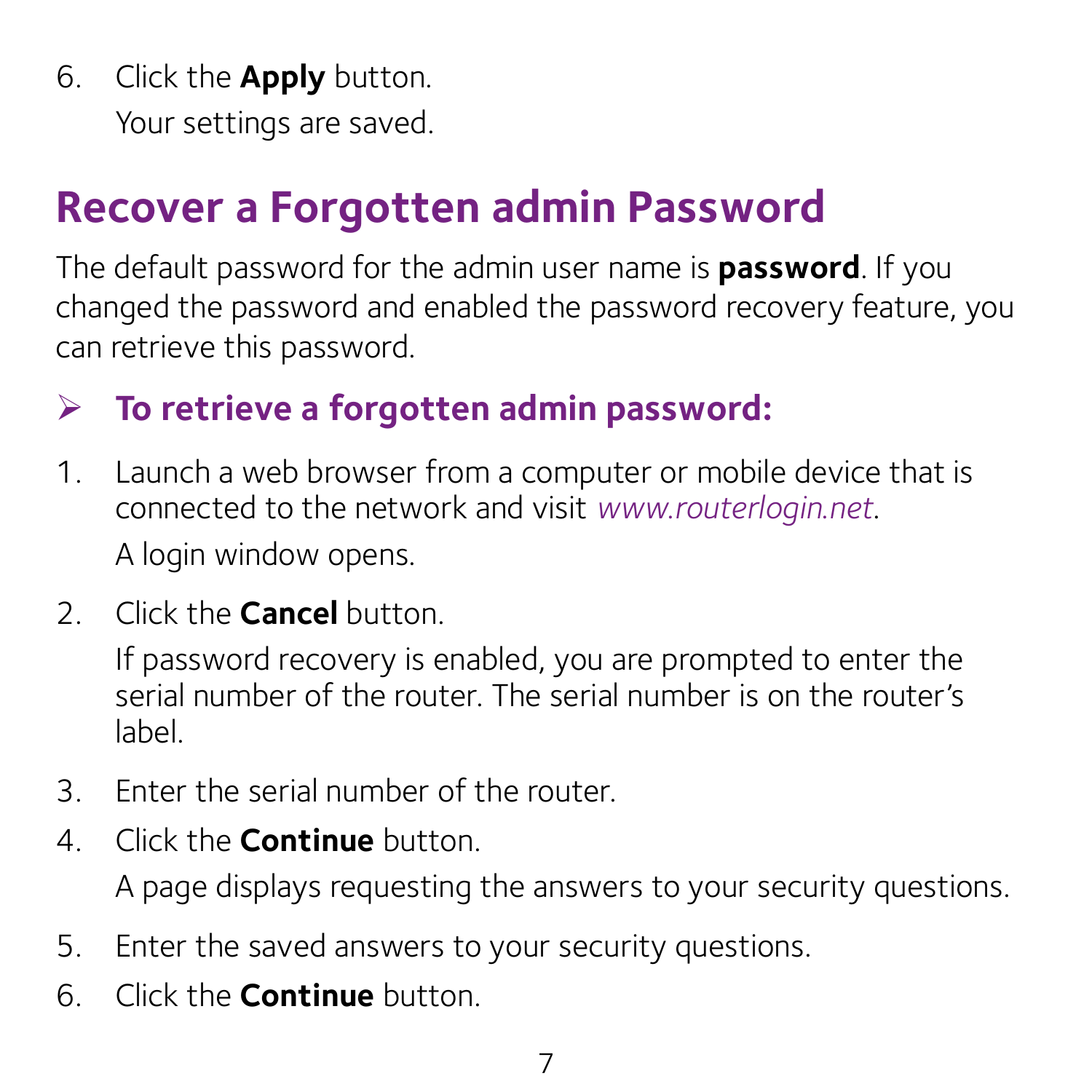6. Click the **Apply** button.

   Your settings are saved.

## Recover a Forgotten admin Password

The default password for the admin user name is **password**. If you changed the password and enabled the password recovery feature, you can retrieve this password.

### ➢ To retrieve a forgotten admin password:

1. Launch a web browser from a computer or mobile device that is connected to the network and visit *www.routerlogin.net*.

   A login window opens.

2. Click the **Cancel** button.

   If password recovery is enabled, you are prompted to enter the serial number of the router. The serial number is on the router's label.

3. Enter the serial number of the router.
4. Click the **Continue** button.

   A page displays requesting the answers to your security questions.

5. Enter the saved answers to your security questions.
6. Click the **Continue** button.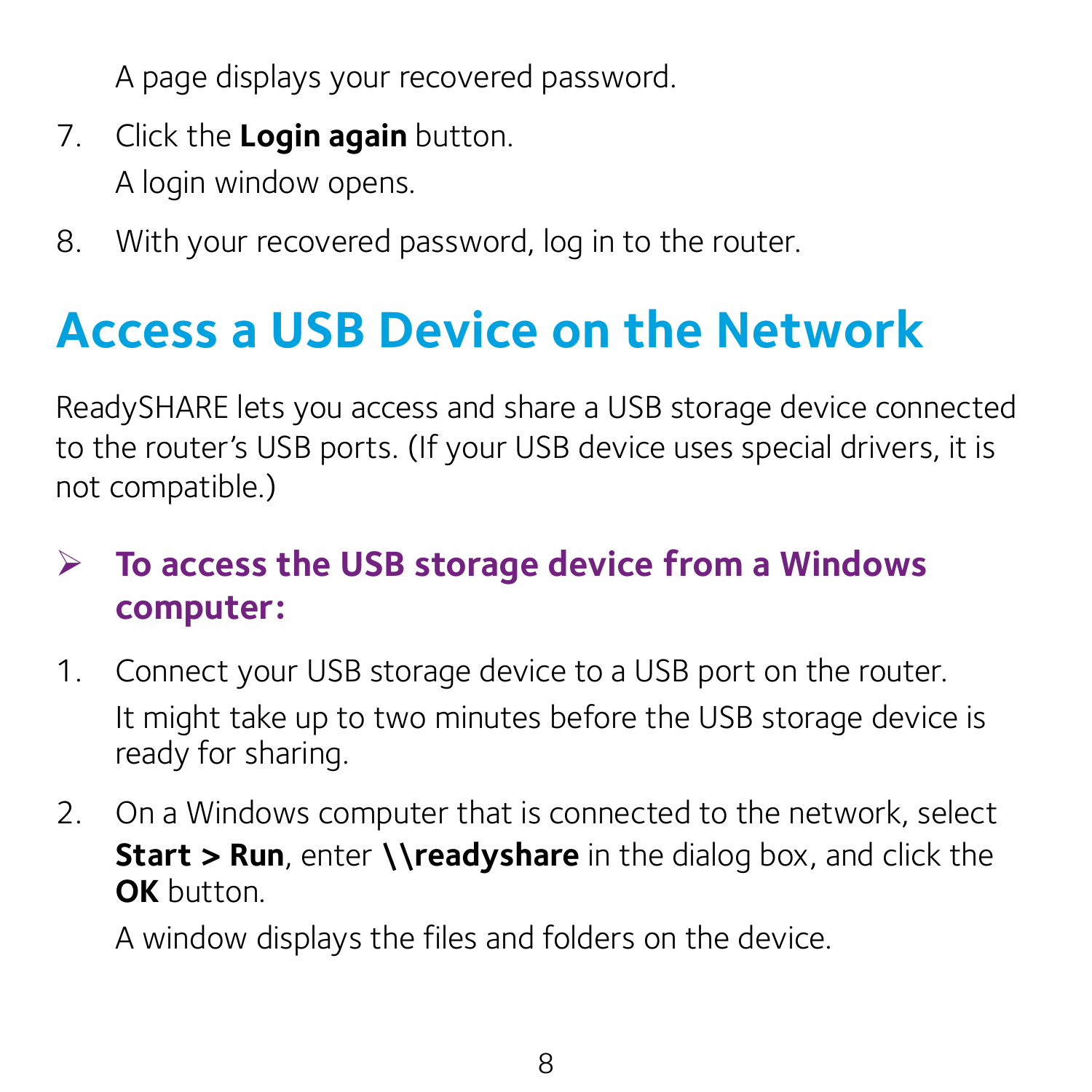A page displays your recovered password.

7. Click the **Login again** button.

   A login window opens.

8. With your recovered password, log in to the router.

# Access a USB Device on the Network

ReadySHARE lets you access and share a USB storage device connected to the router’s USB ports. (If your USB device uses special drivers, it is not compatible.)

## ➢ To access the USB storage device from a Windows computer:

1. Connect your USB storage device to a USB port on the router.

   It might take up to two minutes before the USB storage device is ready for sharing.

2. On a Windows computer that is connected to the network, select **Start > Run**, enter **\\readyshare** in the dialog box, and click the **OK** button.

   A window displays the files and folders on the device.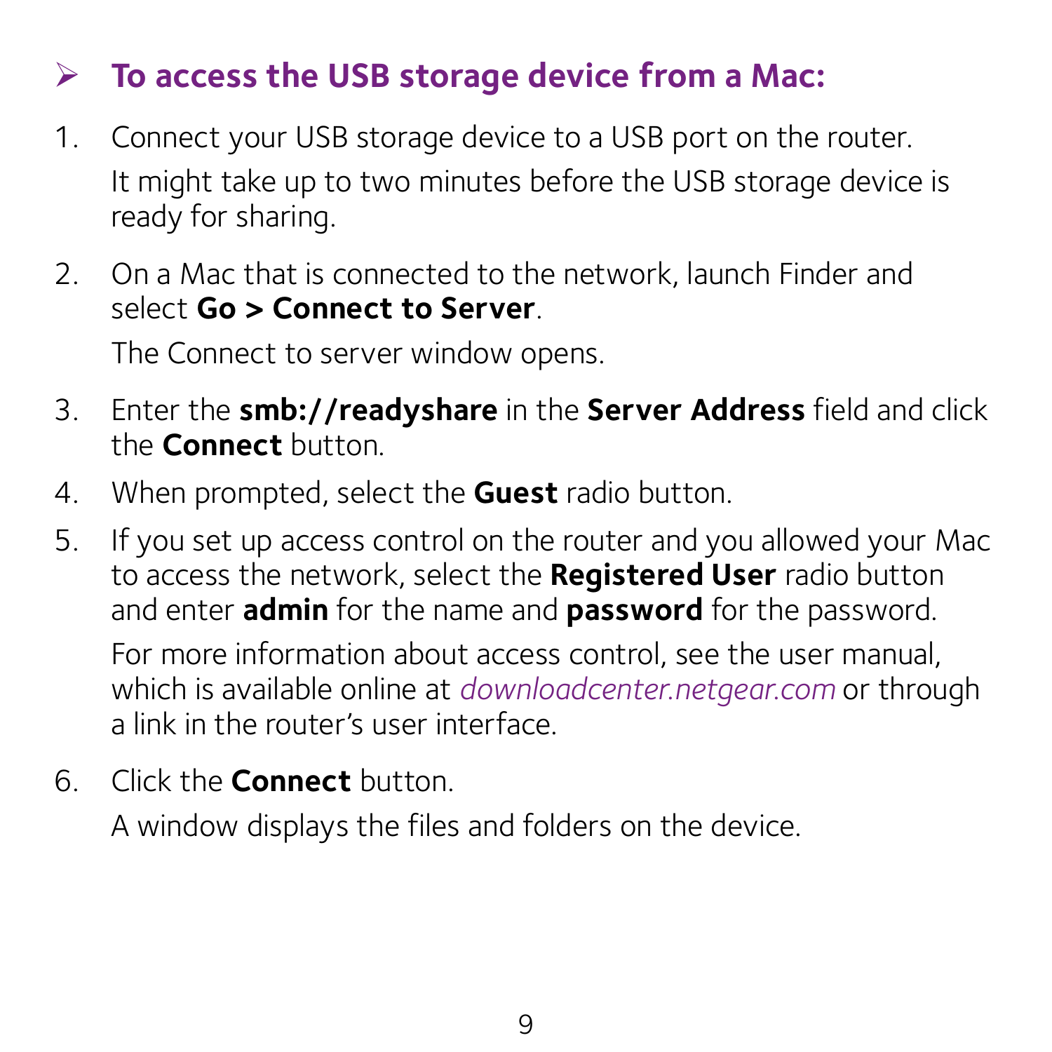### ➢ To access the USB storage device from a Mac:

1. Connect your USB storage device to a USB port on the router.

   It might take up to two minutes before the USB storage device is ready for sharing.

2. On a Mac that is connected to the network, launch Finder and select **Go > Connect to Server**.

   The Connect to server window opens.

3. Enter the **smb://readyshare** in the **Server Address** field and click the **Connect** button.

4. When prompted, select the **Guest** radio button.

5. If you set up access control on the router and you allowed your Mac to access the network, select the **Registered User** radio button and enter **admin** for the name and **password** for the password.

   For more information about access control, see the user manual, which is available online at *downloadcenter.netgear.com* or through a link in the router's user interface.

6. Click the **Connect** button.

   A window displays the files and folders on the device.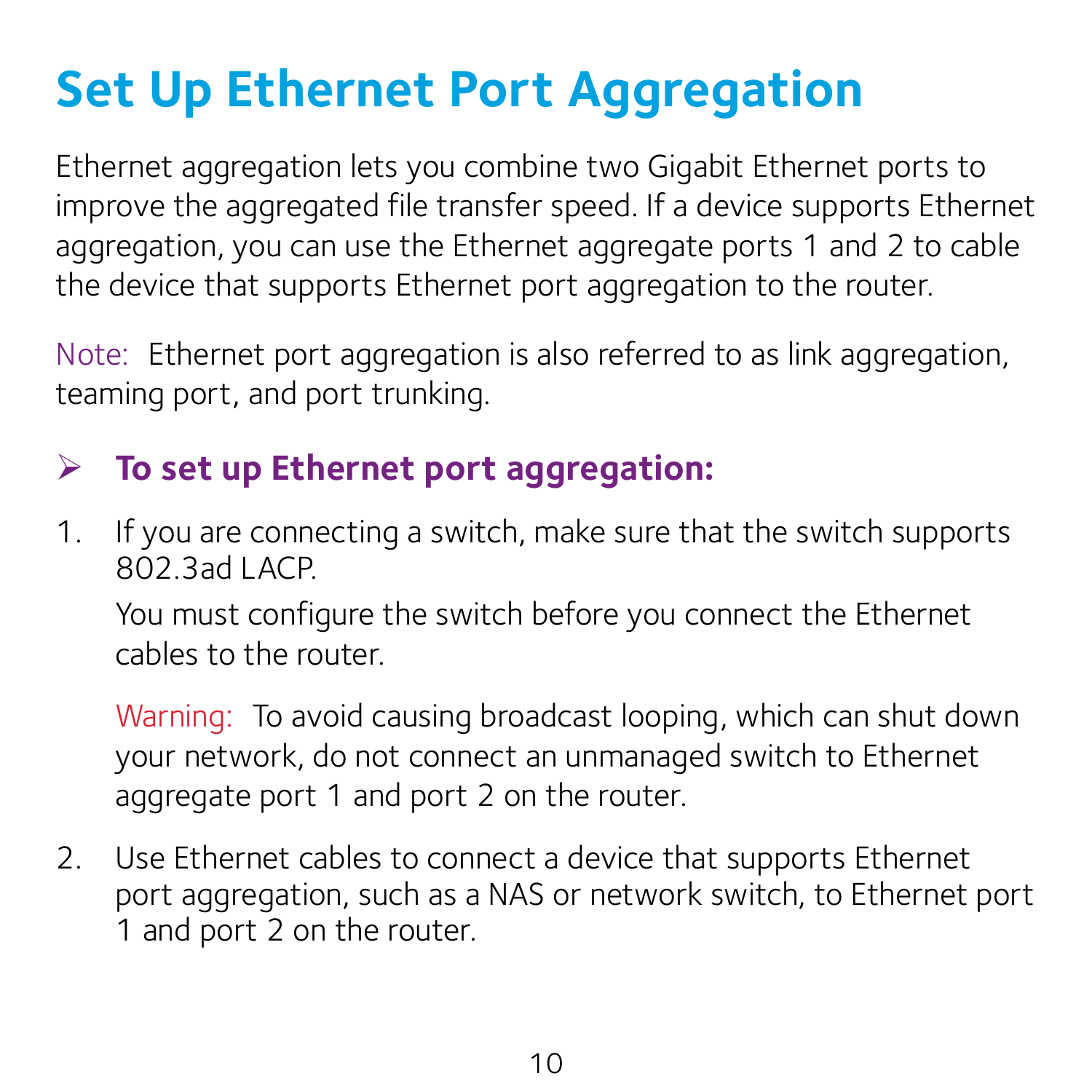# Set Up Ethernet Port Aggregation

Ethernet aggregation lets you combine two Gigabit Ethernet ports to improve the aggregated file transfer speed. If a device supports Ethernet aggregation, you can use the Ethernet aggregate ports 1 and 2 to cable the device that supports Ethernet port aggregation to the router.

Note: Ethernet port aggregation is also referred to as link aggregation, teaming port, and port trunking.

## ➢ To set up Ethernet port aggregation:

1. If you are connecting a switch, make sure that the switch supports 802.3ad LACP.

   You must configure the switch before you connect the Ethernet cables to the router.

   Warning: To avoid causing broadcast looping, which can shut down your network, do not connect an unmanaged switch to Ethernet aggregate port 1 and port 2 on the router.

2. Use Ethernet cables to connect a device that supports Ethernet port aggregation, such as a NAS or network switch, to Ethernet port 1 and port 2 on the router.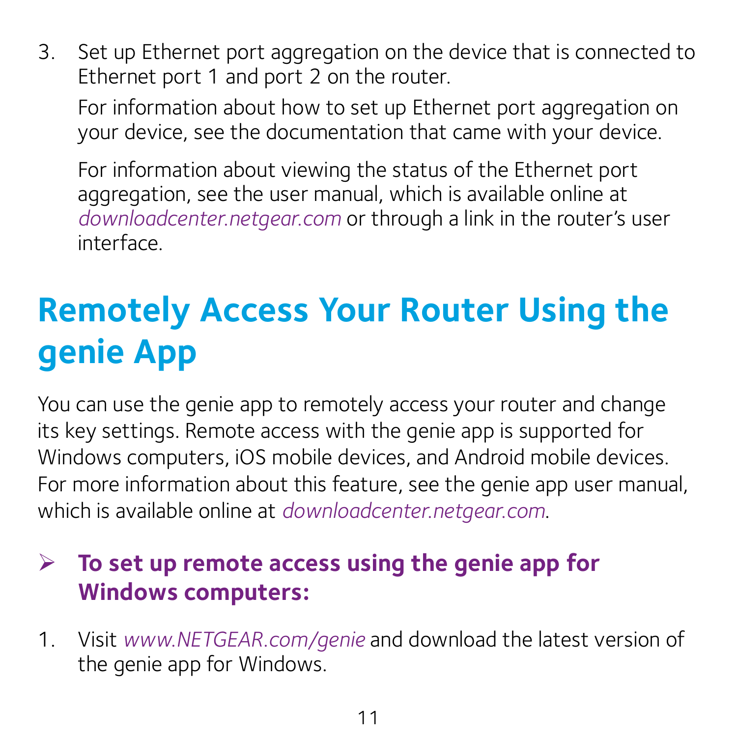3. Set up Ethernet port aggregation on the device that is connected to Ethernet port 1 and port 2 on the router.

   For information about how to set up Ethernet port aggregation on your device, see the documentation that came with your device.

   For information about viewing the status of the Ethernet port aggregation, see the user manual, which is available online at *downloadcenter.netgear.com* or through a link in the router's user interface.

## Remotely Access Your Router Using the genie App

You can use the genie app to remotely access your router and change its key settings. Remote access with the genie app is supported for Windows computers, iOS mobile devices, and Android mobile devices. For more information about this feature, see the genie app user manual, which is available online at *downloadcenter.netgear.com*.

### ➢ To set up remote access using the genie app for Windows computers:

1. Visit *www.NETGEAR.com/genie* and download the latest version of the genie app for Windows.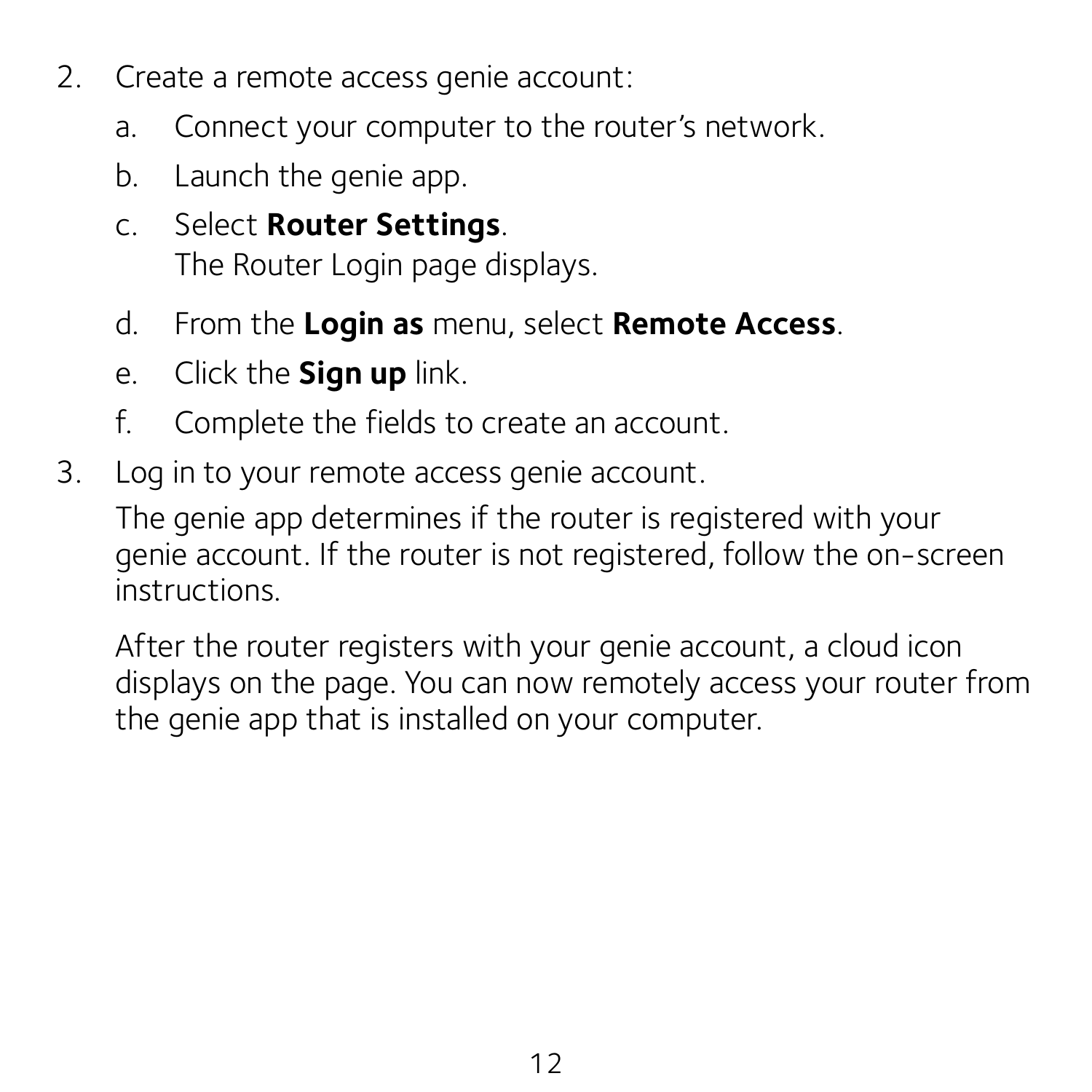2. Create a remote access genie account:
   a. Connect your computer to the router's network.
   b. Launch the genie app.
   c. Select **Router Settings**.
      The Router Login page displays.
   d. From the **Login as** menu, select **Remote Access**.
   e. Click the **Sign up** link.
   f. Complete the fields to create an account.
3. Log in to your remote access genie account.

   The genie app determines if the router is registered with your genie account. If the router is not registered, follow the on-screen instructions.

   After the router registers with your genie account, a cloud icon displays on the page. You can now remotely access your router from the genie app that is installed on your computer.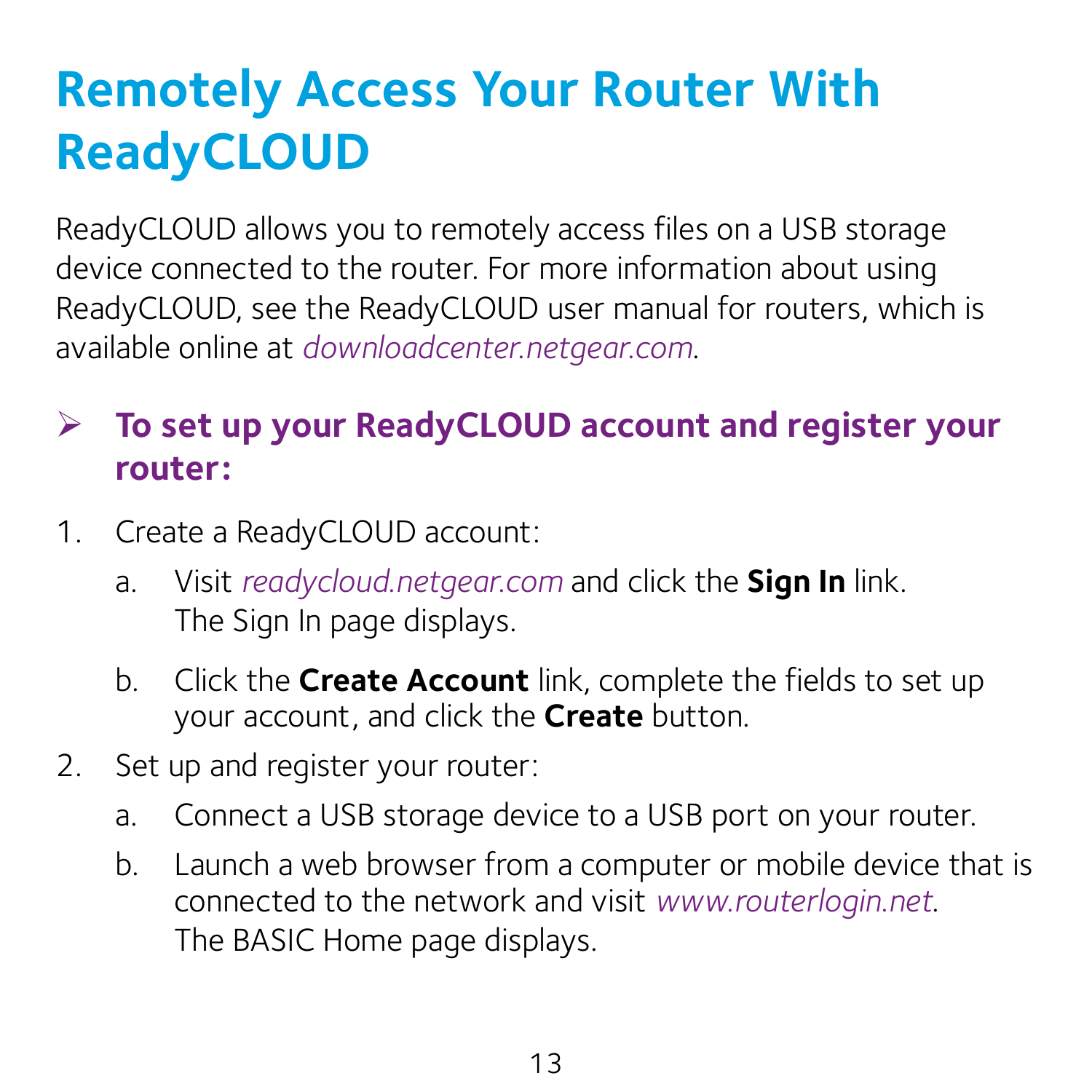# Remotely Access Your Router With ReadyCLOUD

ReadyCLOUD allows you to remotely access files on a USB storage device connected to the router. For more information about using ReadyCLOUD, see the ReadyCLOUD user manual for routers, which is available online at *downloadcenter.netgear.com*.

## ➢ To set up your ReadyCLOUD account and register your router:

1. Create a ReadyCLOUD account:
   a. Visit *readycloud.netgear.com* and click the **Sign In** link.
      The Sign In page displays.
   b. Click the **Create Account** link, complete the fields to set up your account, and click the **Create** button.
2. Set up and register your router:
   a. Connect a USB storage device to a USB port on your router.
   b. Launch a web browser from a computer or mobile device that is connected to the network and visit *www.routerlogin.net*.
      The BASIC Home page displays.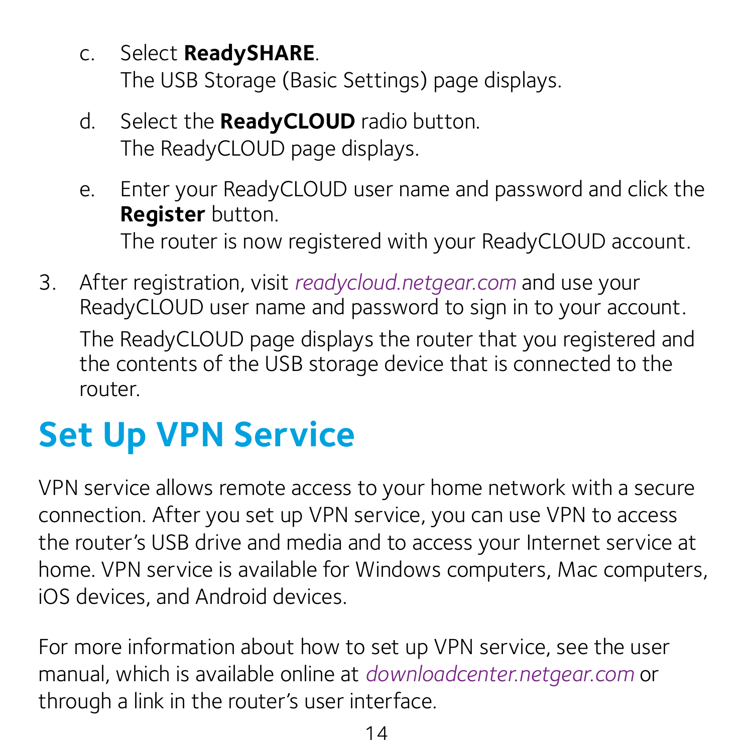c. Select **ReadySHARE**.
   The USB Storage (Basic Settings) page displays.

d. Select the **ReadyCLOUD** radio button.
   The ReadyCLOUD page displays.

e. Enter your ReadyCLOUD user name and password and click the **Register** button.
   The router is now registered with your ReadyCLOUD account.

3. After registration, visit *readycloud.netgear.com* and use your ReadyCLOUD user name and password to sign in to your account.

   The ReadyCLOUD page displays the router that you registered and the contents of the USB storage device that is connected to the router.

# Set Up VPN Service

VPN service allows remote access to your home network with a secure connection. After you set up VPN service, you can use VPN to access the router's USB drive and media and to access your Internet service at home. VPN service is available for Windows computers, Mac computers, iOS devices, and Android devices.

For more information about how to set up VPN service, see the user manual, which is available online at *downloadcenter.netgear.com* or through a link in the router's user interface.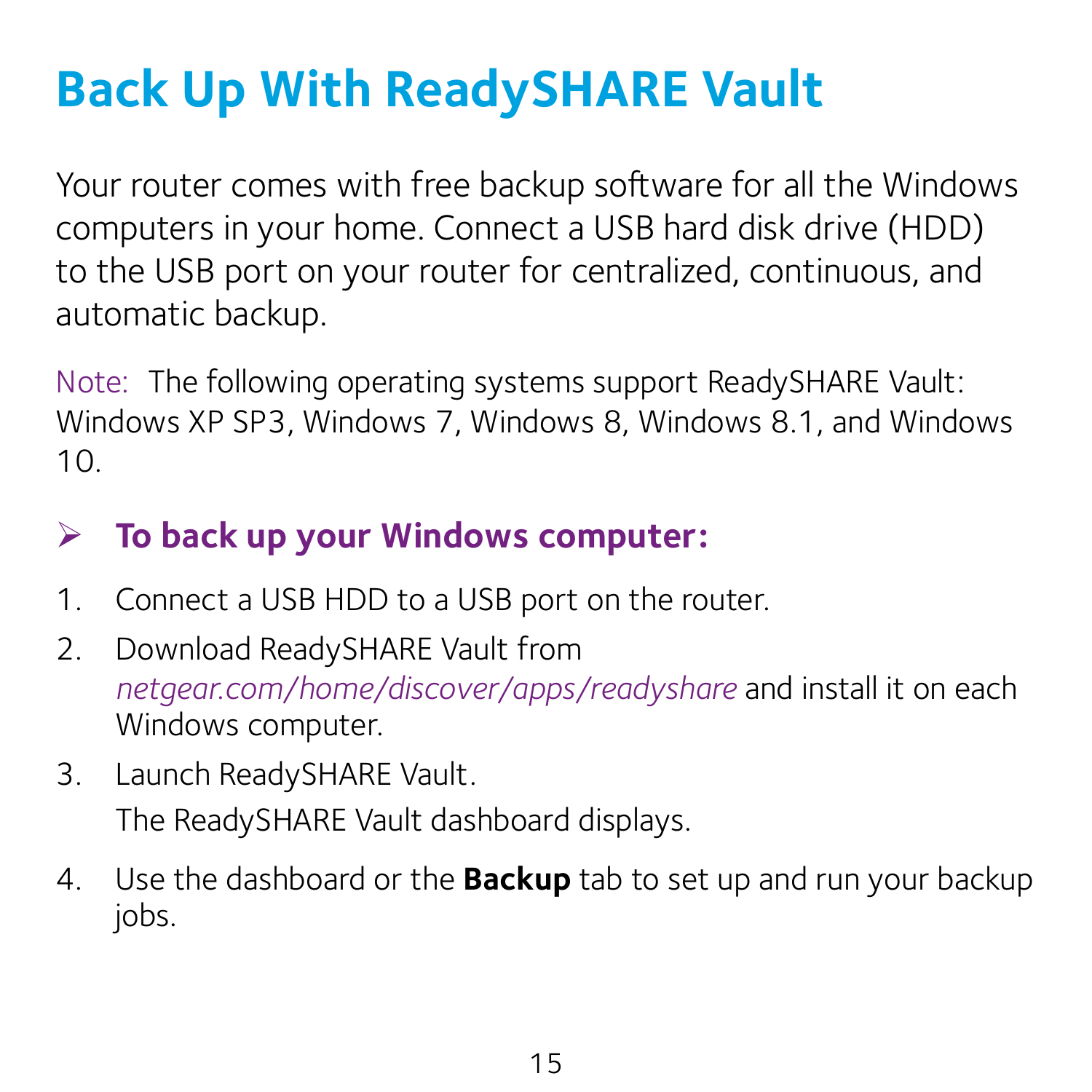# Back Up With ReadySHARE Vault

Your router comes with free backup software for all the Windows computers in your home. Connect a USB hard disk drive (HDD) to the USB port on your router for centralized, continuous, and automatic backup.

Note: The following operating systems support ReadySHARE Vault: Windows XP SP3, Windows 7, Windows 8, Windows 8.1, and Windows 10.

### ➢ To back up your Windows computer:

1. Connect a USB HDD to a USB port on the router.
2. Download ReadySHARE Vault from *netgear.com/home/discover/apps/readyshare* and install it on each Windows computer.
3. Launch ReadySHARE Vault.

   The ReadySHARE Vault dashboard displays.
4. Use the dashboard or the **Backup** tab to set up and run your backup jobs.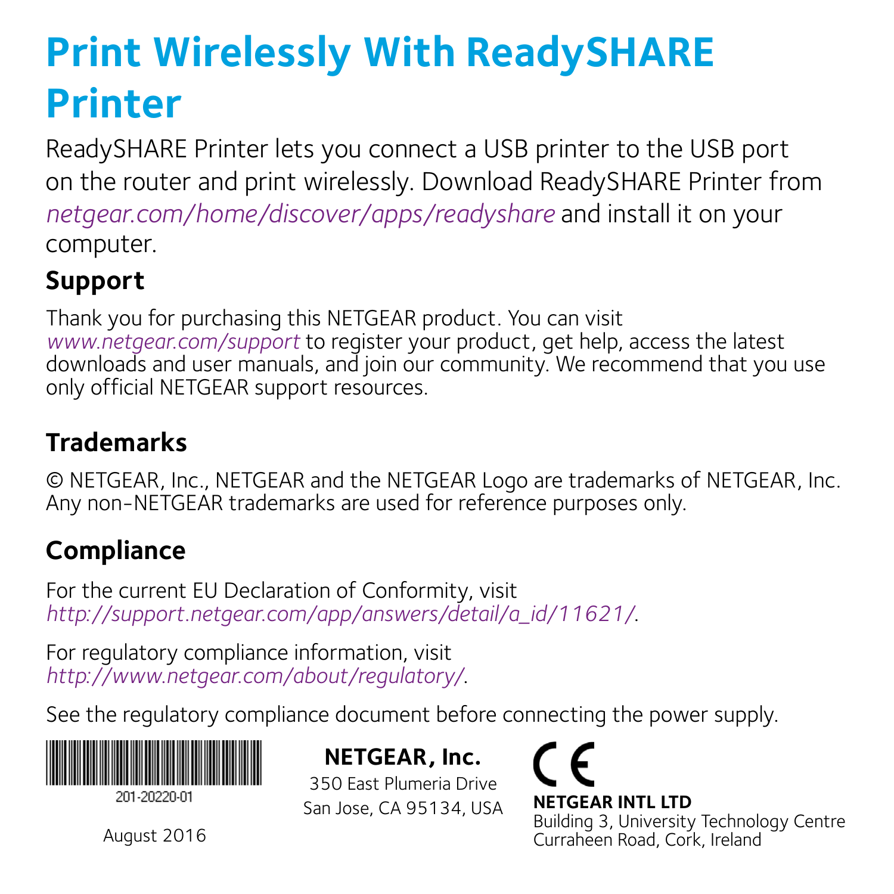# Print Wirelessly With ReadySHARE Printer

ReadySHARE Printer lets you connect a USB printer to the USB port on the router and print wirelessly. Download ReadySHARE Printer from *netgear.com/home/discover/apps/readyshare* and install it on your computer.

## Support

Thank you for purchasing this NETGEAR product. You can visit *www.netgear.com/support* to register your product, get help, access the latest downloads and user manuals, and join our community. We recommend that you use only official NETGEAR support resources.

## Trademarks

© NETGEAR, Inc., NETGEAR and the NETGEAR Logo are trademarks of NETGEAR, Inc. Any non-NETGEAR trademarks are used for reference purposes only.

## Compliance

For the current EU Declaration of Conformity, visit *http://support.netgear.com/app/answers/detail/a_id/11621/*.

For regulatory compliance information, visit *http://www.netgear.com/about/regulatory/*.

See the regulatory compliance document before connecting the power supply.

201-20220-01

August 2016

**NETGEAR, Inc.**
350 East Plumeria Drive
San Jose, CA 95134, USA

CE

**NETGEAR INTL LTD**
Building 3, University Technology Centre
Curraheen Road, Cork, Ireland